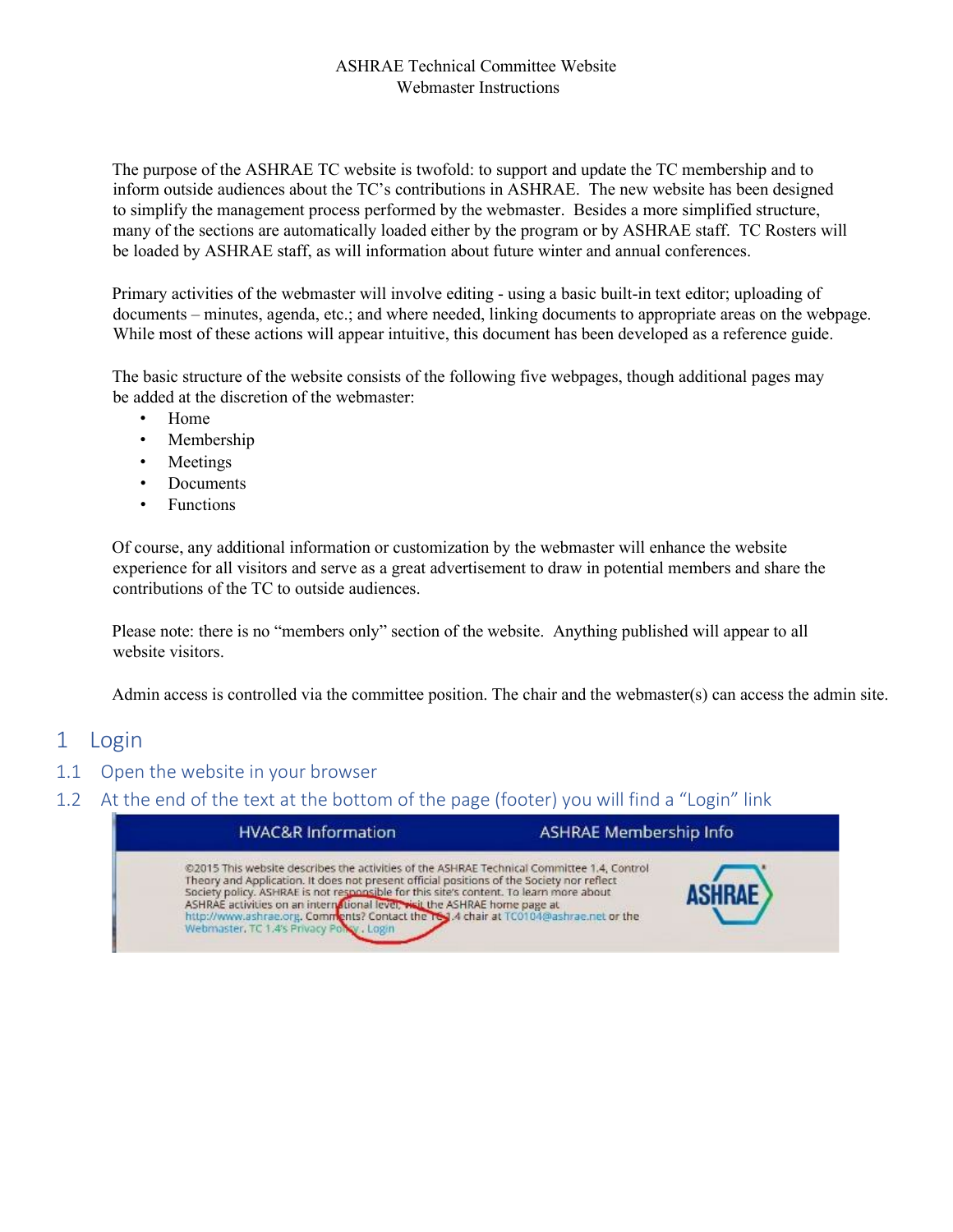ASHRAE Technical Committee Website
Webmaster Instructions

The purpose of the ASHRAE TC website is twofold: to support and update the TC membership and to inform outside audiences about the TC's contributions in ASHRAE. The new website has been designed to simplify the management process performed by the webmaster. Besides a more simplified structure, many of the sections are automatically loaded either by the program or by ASHRAE staff. TC Rosters will be loaded by ASHRAE staff, as will information about future winter and annual conferences.

Primary activities of the webmaster will involve editing - using a basic built-in text editor; uploading of documents – minutes, agenda, etc.; and where needed, linking documents to appropriate areas on the webpage. While most of these actions will appear intuitive, this document has been developed as a reference guide.

The basic structure of the website consists of the following five webpages, though additional pages may be added at the discretion of the webmaster:

- Home
- Membership
- Meetings
- Documents
- Functions

Of course, any additional information or customization by the webmaster will enhance the website experience for all visitors and serve as a great advertisement to draw in potential members and share the contributions of the TC to outside audiences.

Please note: there is no "members only" section of the website. Anything published will appear to all website visitors.

Admin access is controlled via the committee position. The chair and the webmaster(s) can access the admin site.

# 1 Login

## 1.1 Open the website in your browser

## 1.2 At the end of the text at the bottom of the page (footer) you will find a "Login" link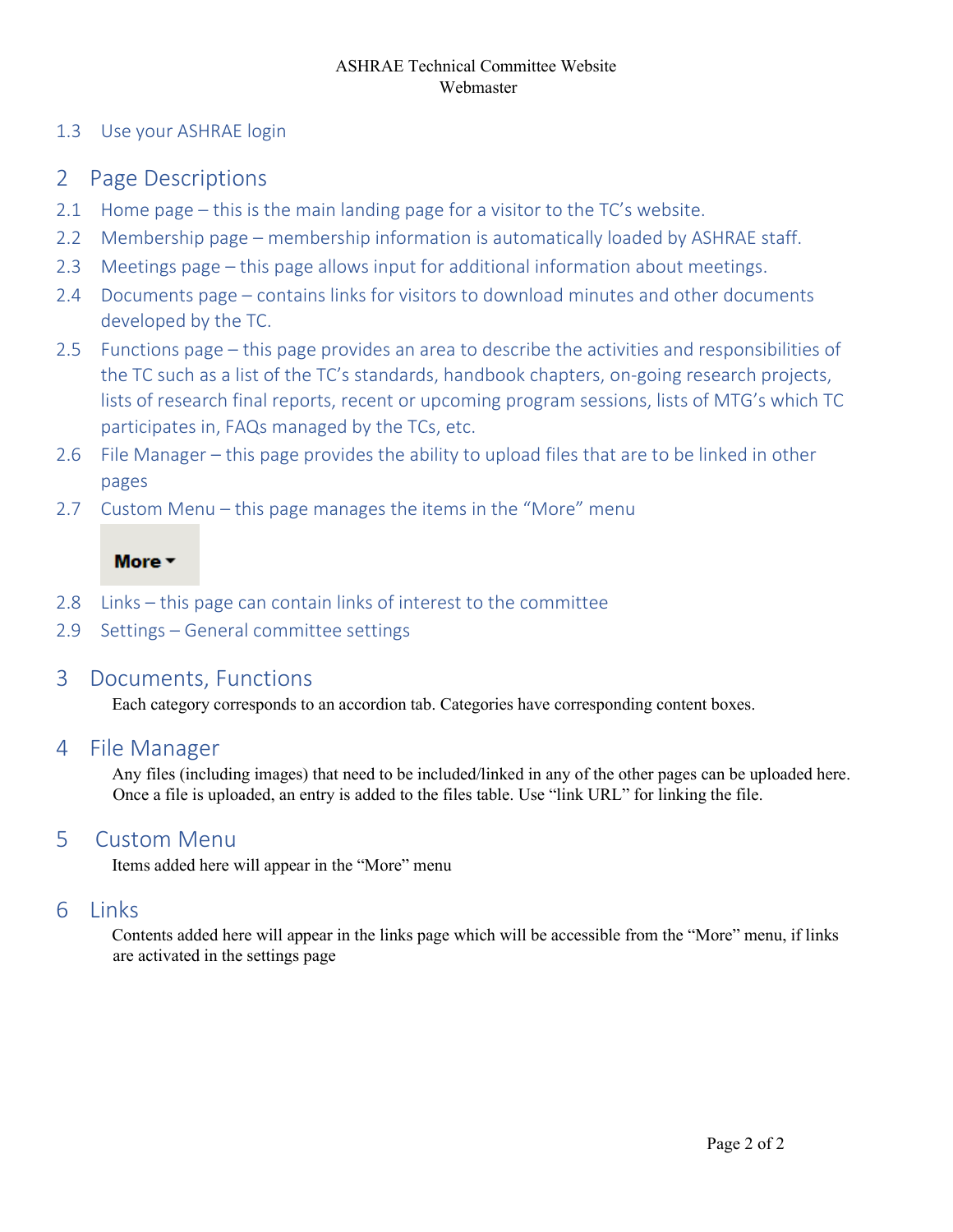1.3 Use your ASHRAE login

# 2 Page Descriptions

2.1 Home page – this is the main landing page for a visitor to the TC's website.

2.2 Membership page – membership information is automatically loaded by ASHRAE staff.

2.3 Meetings page – this page allows input for additional information about meetings.

2.4 Documents page – contains links for visitors to download minutes and other documents developed by the TC.

2.5 Functions page – this page provides an area to describe the activities and responsibilities of the TC such as a list of the TC's standards, handbook chapters, on-going research projects, lists of research final reports, recent or upcoming program sessions, lists of MTG's which TC participates in, FAQs managed by the TCs, etc.

2.6 File Manager – this page provides the ability to upload files that are to be linked in other pages

2.7 Custom Menu – this page manages the items in the "More" menu

**More ▾**

2.8 Links – this page can contain links of interest to the committee

2.9 Settings – General committee settings

# 3 Documents, Functions

Each category corresponds to an accordion tab. Categories have corresponding content boxes.

# 4 File Manager

Any files (including images) that need to be included/linked in any of the other pages can be uploaded here. Once a file is uploaded, an entry is added to the files table. Use "link URL" for linking the file.

# 5 Custom Menu

Items added here will appear in the "More" menu

# 6 Links

Contents added here will appear in the links page which will be accessible from the "More" menu, if links are activated in the settings page